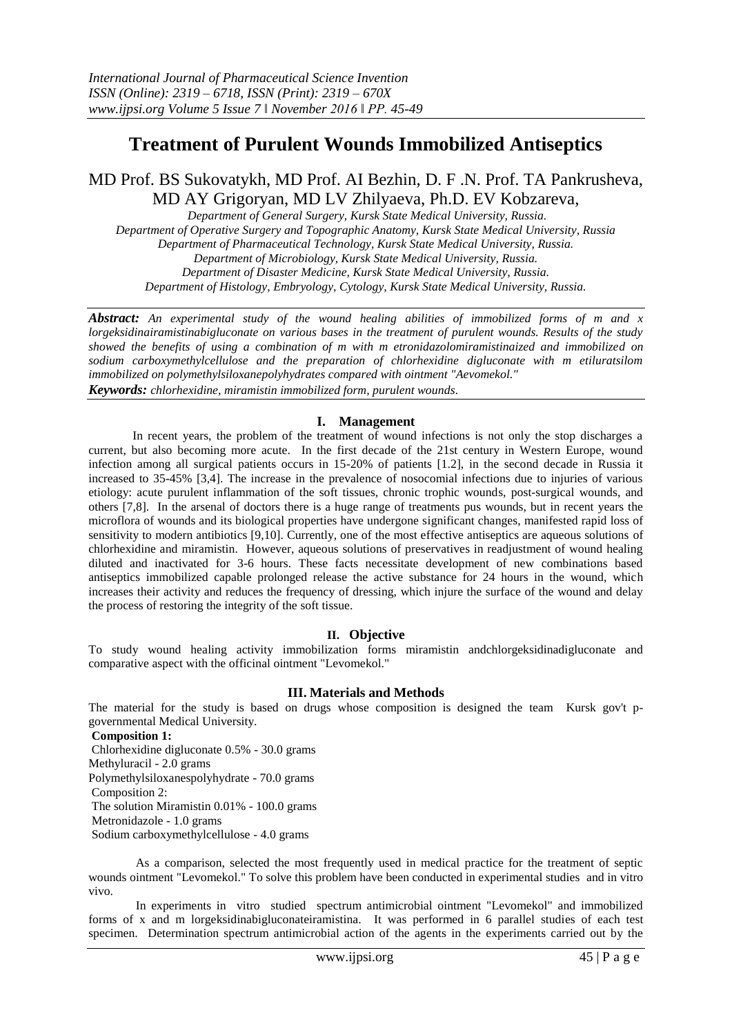# Treatment of Purulent Wounds Immobilized Antiseptics

MD Prof. BS Sukovatykh, MD Prof. AI Bezhin, D. F .N. Prof. TA Pankrusheva, MD AY Grigoryan, MD LV Zhilyaeva, Ph.D. EV Kobzareva,

*Department of General Surgery, Kursk State Medical University, Russia.*
*Department of Operative Surgery and Topographic Anatomy, Kursk State Medical University, Russia*
*Department of Pharmaceutical Technology, Kursk State Medical University, Russia.*
*Department of Microbiology, Kursk State Medical University, Russia.*
*Department of Disaster Medicine, Kursk State Medical University, Russia.*
*Department of Histology, Embryology, Cytology, Kursk State Medical University, Russia.*

***Abstract:*** *An experimental study of the wound healing abilities of immobilized forms of m and x lorgeksidinairamistinabigluconate on various bases in the treatment of purulent wounds. Results of the study showed the benefits of using a combination of m with m etronidazolomiramistinaized and immobilized on sodium carboxymethylcellulose and the preparation of chlorhexidine digluconate with m etiluratsilom immobilized on polymethylsiloxanepolyhydrates compared with ointment "Aevomekol."*

***Keywords:*** *chlorhexidine, miramistin immobilized form, purulent wounds.*

## I. Management

In recent years, the problem of the treatment of wound infections is not only the stop discharges a current, but also becoming more acute. In the first decade of the 21st century in Western Europe, wound infection among all surgical patients occurs in 15-20% of patients [1.2], in the second decade in Russia it increased to 35-45% [3,4]. The increase in the prevalence of nosocomial infections due to injuries of various etiology: acute purulent inflammation of the soft tissues, chronic trophic wounds, post-surgical wounds, and others [7,8]. In the arsenal of doctors there is a huge range of treatments pus wounds, but in recent years the microflora of wounds and its biological properties have undergone significant changes, manifested rapid loss of sensitivity to modern antibiotics [9,10]. Currently, one of the most effective antiseptics are aqueous solutions of chlorhexidine and miramistin. However, aqueous solutions of preservatives in readjustment of wound healing diluted and inactivated for 3-6 hours. These facts necessitate development of new combinations based antiseptics immobilized capable prolonged release the active substance for 24 hours in the wound, which increases their activity and reduces the frequency of dressing, which injure the surface of the wound and delay the process of restoring the integrity of the soft tissue.

## II. Objective

To study wound healing activity immobilization forms miramistin andchlorgeksidinadigluconate and comparative aspect with the officinal ointment "Levomekol."

## III. Materials and Methods

The material for the study is based on drugs whose composition is designed the team Kursk gov't p-governmental Medical University.

**Composition 1:**

Chlorhexidine digluconate 0.5% - 30.0 grams
Methyluracil - 2.0 grams
Polymethylsiloxanespolyhydrate - 70.0 grams

Composition 2:

The solution Miramistin 0.01% - 100.0 grams
Metronidazole - 1.0 grams
Sodium carboxymethylcellulose - 4.0 grams

As a comparison, selected the most frequently used in medical practice for the treatment of septic wounds ointment "Levomekol." To solve this problem have been conducted in experimental studies and in vitro vivo.

In experiments in vitro studied spectrum antimicrobial ointment "Levomekol" and immobilized forms of x and m lorgeksidinabigluconateiramistina. It was performed in 6 parallel studies of each test specimen. Determination spectrum antimicrobial action of the agents in the experiments carried out by the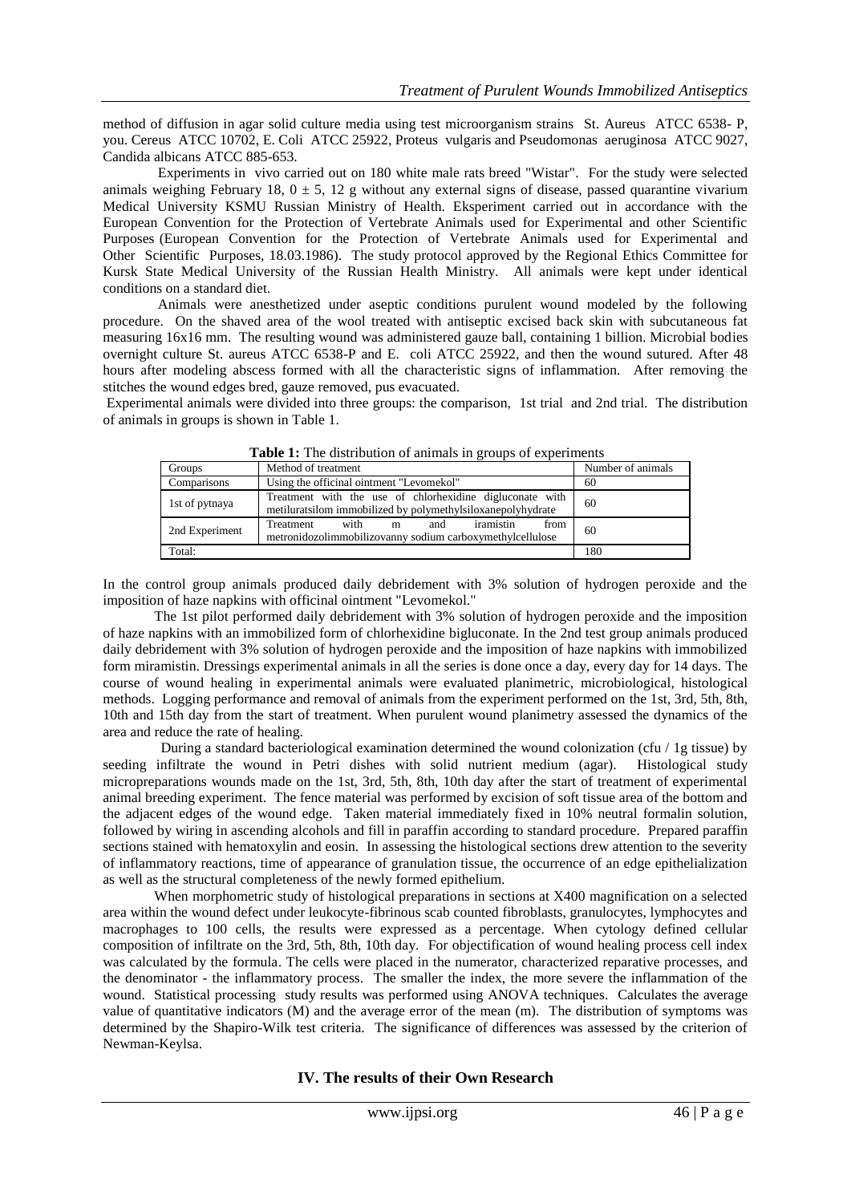method of diffusion in agar solid culture media using test microorganism strains St. Aureus ATCC 6538- P, you. Cereus ATCC 10702, E. Coli ATCC 25922, Proteus vulgaris and Pseudomonas aeruginosa ATCC 9027, Candida albicans ATCC 885-653.

Experiments in vivo carried out on 180 white male rats breed "Wistar". For the study were selected animals weighing February 18, 0 ± 5, 12 g without any external signs of disease, passed quarantine vivarium Medical University KSMU Russian Ministry of Health. Eksperiment carried out in accordance with the European Convention for the Protection of Vertebrate Animals used for Experimental and other Scientific Purposes (European Convention for the Protection of Vertebrate Animals used for Experimental and Other Scientific Purposes, 18.03.1986). The study protocol approved by the Regional Ethics Committee for Kursk State Medical University of the Russian Health Ministry. All animals were kept under identical conditions on a standard diet.

Animals were anesthetized under aseptic conditions purulent wound modeled by the following procedure. On the shaved area of the wool treated with antiseptic excised back skin with subcutaneous fat measuring 16x16 mm. The resulting wound was administered gauze ball, containing 1 billion. Microbial bodies overnight culture St. aureus ATCC 6538-P and E. coli ATCC 25922, and then the wound sutured. After 48 hours after modeling abscess formed with all the characteristic signs of inflammation. After removing the stitches the wound edges bred, gauze removed, pus evacuated.

Experimental animals were divided into three groups: the comparison, 1st trial and 2nd trial. The distribution of animals in groups is shown in Table 1.

**Table 1:** The distribution of animals in groups of experiments

| Groups | Method of treatment | Number of animals |
|---|---|---|
| Comparisons | Using the officinal ointment "Levomekol" | 60 |
| 1st of pytnaya | Treatment with the use of chlorhexidine digluconate with metiluratsilom immobilized by polymethylsiloxanepolyhydrate | 60 |
| 2nd Experiment | Treatment with m and iramistin from metronidozolimmobilizovanny sodium carboxymethylcellulose | 60 |
| Total: | | 180 |

In the control group animals produced daily debridement with 3% solution of hydrogen peroxide and the imposition of haze napkins with officinal ointment "Levomekol."

The 1st pilot performed daily debridement with 3% solution of hydrogen peroxide and the imposition of haze napkins with an immobilized form of chlorhexidine bigluconate. In the 2nd test group animals produced daily debridement with 3% solution of hydrogen peroxide and the imposition of haze napkins with immobilized form miramistin. Dressings experimental animals in all the series is done once a day, every day for 14 days. The course of wound healing in experimental animals were evaluated planimetric, microbiological, histological methods. Logging performance and removal of animals from the experiment performed on the 1st, 3rd, 5th, 8th, 10th and 15th day from the start of treatment. When purulent wound planimetry assessed the dynamics of the area and reduce the rate of healing.

During a standard bacteriological examination determined the wound colonization (cfu / 1g tissue) by seeding infiltrate the wound in Petri dishes with solid nutrient medium (agar). Histological study micropreparations wounds made on the 1st, 3rd, 5th, 8th, 10th day after the start of treatment of experimental animal breeding experiment. The fence material was performed by excision of soft tissue area of the bottom and the adjacent edges of the wound edge. Taken material immediately fixed in 10% neutral formalin solution, followed by wiring in ascending alcohols and fill in paraffin according to standard procedure. Prepared paraffin sections stained with hematoxylin and eosin. In assessing the histological sections drew attention to the severity of inflammatory reactions, time of appearance of granulation tissue, the occurrence of an edge epithelialization as well as the structural completeness of the newly formed epithelium.

When morphometric study of histological preparations in sections at X400 magnification on a selected area within the wound defect under leukocyte-fibrinous scab counted fibroblasts, granulocytes, lymphocytes and macrophages to 100 cells, the results were expressed as a percentage. When cytology defined cellular composition of infiltrate on the 3rd, 5th, 8th, 10th day. For objectification of wound healing process cell index was calculated by the formula. The cells were placed in the numerator, characterized reparative processes, and the denominator - the inflammatory process. The smaller the index, the more severe the inflammation of the wound. Statistical processing study results was performed using ANOVA techniques. Calculates the average value of quantitative indicators (M) and the average error of the mean (m). The distribution of symptoms was determined by the Shapiro-Wilk test criteria. The significance of differences was assessed by the criterion of Newman-Keylsa.

## IV. The results of their Own Research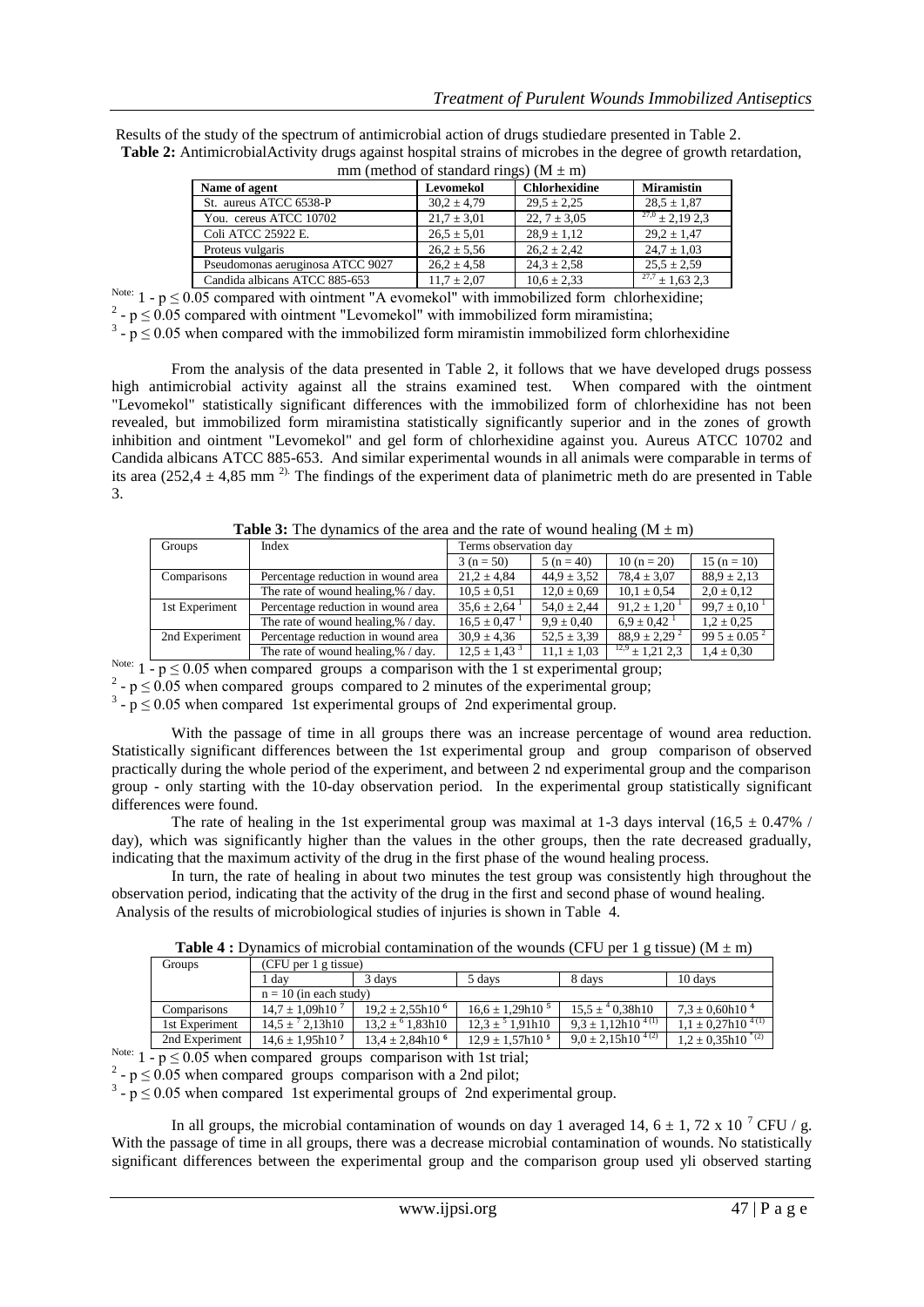Results of the study of the spectrum of antimicrobial action of drugs studiedare presented in Table 2.

**Table 2:** AntimicrobialActivity drugs against hospital strains of microbes in the degree of growth retardation, mm (method of standard rings) (M ± m)

| Name of agent | Levomekol | Chlorhexidine | Miramistin |
|---|---|---|---|
| St. aureus ATCC 6538-P | 30,2 ± 4,79 | 29,5 ± 2,25 | 28,5 ± 1,87 |
| You. cereus ATCC 10702 | 21,7 ± 3,01 | 22, 7 ± 3,05 | 27,0 ± 2,19 2,3 |
| Coli ATCC 25922 E. | 26,5 ± 5,01 | 28,9 ± 1,12 | 29,2 ± 1,47 |
| Proteus vulgaris | 26,2 ± 5,56 | 26,2 ± 2,42 | 24,7 ± 1,03 |
| Pseudomonas aeruginosa ATCC 9027 | 26,2 ± 4,58 | 24,3 ± 2,58 | 25,5 ± 2,59 |
| Candida albicans ATCC 885-653 | 11,7 ± 2,07 | 10,6 ± 2,33 | 27,7 ± 1,63 2,3 |

Note: 1 - $p \leq 0.05$ compared with ointment "A evomekol" with immobilized form chlorhexidine;
2 - $p \leq 0.05$ compared with ointment "Levomekol" with immobilized form miramistina;
3 - $p \leq 0.05$ when compared with the immobilized form miramistin immobilized form chlorhexidine

From the analysis of the data presented in Table 2, it follows that we have developed drugs possess high antimicrobial activity against all the strains examined test. When compared with the ointment "Levomekol" statistically significant differences with the immobilized form of chlorhexidine has not been revealed, but immobilized form miramistina statistically significantly superior and in the zones of growth inhibition and ointment "Levomekol" and gel form of chlorhexidine against you. Aureus ATCC 10702 and Candida albicans ATCC 885-653. And similar experimental wounds in all animals were comparable in terms of its area (252,4 ± 4,85 mm [2]). The findings of the experiment data of planimetric meth do are presented in Table 3.

**Table 3:** The dynamics of the area and the rate of wound healing (M ± m)

| Groups | Index | Terms observation day | | | |
|---|---|---|---|---|---|
| | | 3 (n = 50) | 5 (n = 40) | 10 (n = 20) | 15 (n = 10) |
| Comparisons | Percentage reduction in wound area | 21,2 ± 4,84 | 44,9 ± 3,52 | 78,4 ± 3,07 | 88,9 ± 2,13 |
| | The rate of wound healing,% / day. | 10,5 ± 0,51 | 12,0 ± 0,69 | 10,1 ± 0,54 | 2,0 ± 0,12 |
| 1st Experiment | Percentage reduction in wound area | 35,6 ± 2,64 [1] | 54,0 ± 2,44 | 91,2 ± 1,20 [1] | 99,7 ± 0,10 [1] |
| | The rate of wound healing,% / day. | 16,5 ± 0,47 [1] | 9,9 ± 0,40 | 6,9 ± 0,42 [1] | 1,2 ± 0,25 |
| 2nd Experiment | Percentage reduction in wound area | 30,9 ± 4,36 | 52,5 ± 3,39 | 88,9 ± 2,29 [2] | 99 5 ± 0.05 [2] |
| | The rate of wound healing,% / day. | 12,5 ± 1,43 [3] | 11,1 ± 1,03 | 12,9 ± 1,21 2,3 | 1,4 ± 0,30 |

Note: 1 - $p \leq 0.05$ when compared groups a comparison with the 1 st experimental group;
2 - $p \leq 0.05$ when compared groups compared to 2 minutes of the experimental group;
3 - $p \leq 0.05$ when compared 1st experimental groups of 2nd experimental group.

With the passage of time in all groups there was an increase percentage of wound area reduction. Statistically significant differences between the 1st experimental group and group comparison of observed practically during the whole period of the experiment, and between 2 nd experimental group and the comparison group - only starting with the 10-day observation period. In the experimental group statistically significant differences were found.

The rate of healing in the 1st experimental group was maximal at 1-3 days interval (16,5 ± 0.47% / day), which was significantly higher than the values in the other groups, then the rate decreased gradually, indicating that the maximum activity of the drug in the first phase of the wound healing process.

In turn, the rate of healing in about two minutes the test group was consistently high throughout the observation period, indicating that the activity of the drug in the first and second phase of wound healing.

Analysis of the results of microbiological studies of injuries is shown in Table 4.

**Table 4 :** Dynamics of microbial contamination of the wounds (CFU per 1 g tissue) (M ± m)

| Groups | (CFU per 1 g tissue) | | | | |
|---|---|---|---|---|---|
| | 1 day | 3 days | 5 days | 8 days | 10 days |
| | n = 10 (in each study) | | | | |
| Comparisons | $14,7 \pm 1,09h10^{7}$ | $19,2 \pm 2,55h10^{6}$ | $16,6 \pm 1,29h10^{5}$ | $15,5 \pm {}^{4} 0,38h10$ | $7,3 \pm 0,60h10^{4}$ |
| 1st Experiment | $14,5 \pm {}^{7} 2,13h10$ | $13,2 \pm {}^{6} 1,83h10$ | $12,3 \pm {}^{5} 1,91h10$ | $9,3 \pm 1,12h10^{4 (1)}$ | $1,1 \pm 0,27h10^{4 (1)}$ |
| 2nd Experiment | $14,6 \pm 1,95h10^{7}$ | $13,4 \pm 2,84h10^{6}$ | $12,9 \pm 1,57h10^{5}$ | $9,0 \pm 2,15h10^{4 (2)}$ | $1,2 \pm 0,35h10^{4 (2)}$ |

Note: 1 - $p \leq 0.05$ when compared groups comparison with 1st trial;
2 - $p \leq 0.05$ when compared groups comparison with a 2nd pilot;
3 - $p \leq 0.05$ when compared 1st experimental groups of 2nd experimental group.

In all groups, the microbial contamination of wounds on day 1 averaged 14, 6 ± 1, 72 x $10^{7}$ CFU / g. With the passage of time in all groups, there was a decrease microbial contamination of wounds. No statistically significant differences between the experimental group and the comparison group used yli observed starting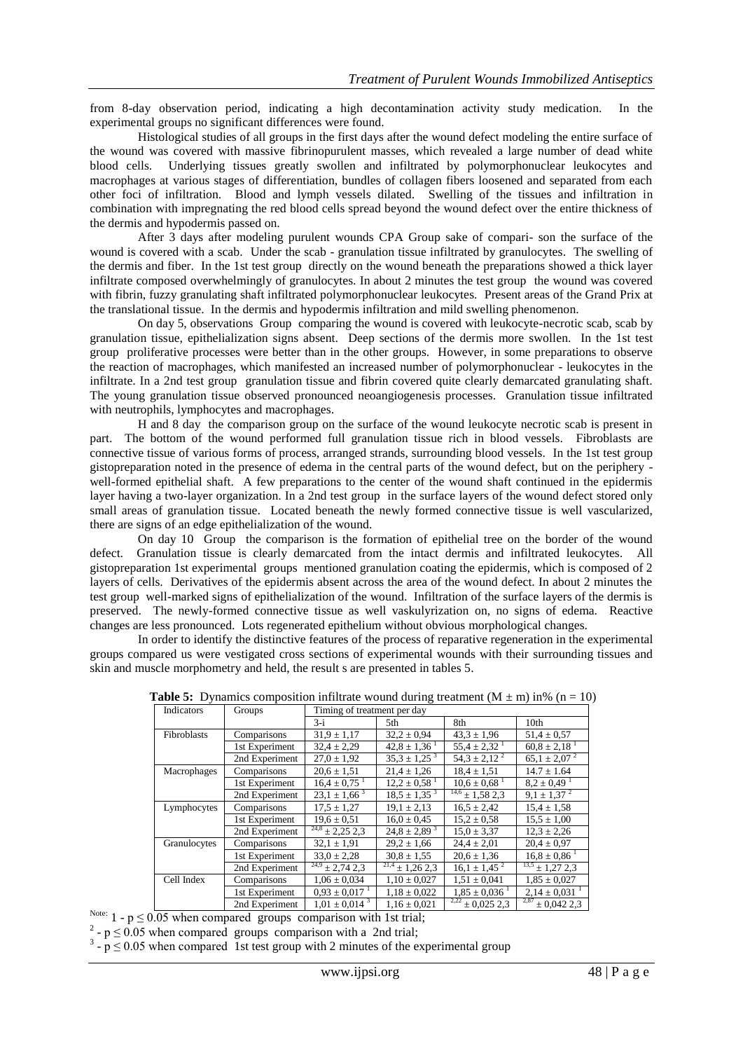from 8-day observation period, indicating a high decontamination activity study medication. In the experimental groups no significant differences were found.

Histological studies of all groups in the first days after the wound defect modeling the entire surface of the wound was covered with massive fibrinopurulent masses, which revealed a large number of dead white blood cells. Underlying tissues greatly swollen and infiltrated by polymorphonuclear leukocytes and macrophages at various stages of differentiation, bundles of collagen fibers loosened and separated from each other foci of infiltration. Blood and lymph vessels dilated. Swelling of the tissues and infiltration in combination with impregnating the red blood cells spread beyond the wound defect over the entire thickness of the dermis and hypodermis passed on.

After 3 days after modeling purulent wounds CPA Group sake of compari- son the surface of the wound is covered with a scab. Under the scab - granulation tissue infiltrated by granulocytes. The swelling of the dermis and fiber. In the 1st test group directly on the wound beneath the preparations showed a thick layer infiltrate composed overwhelmingly of granulocytes. In about 2 minutes the test group the wound was covered with fibrin, fuzzy granulating shaft infiltrated polymorphonuclear leukocytes. Present areas of the Grand Prix at the translational tissue. In the dermis and hypodermis infiltration and mild swelling phenomenon.

On day 5, observations Group comparing the wound is covered with leukocyte-necrotic scab, scab by granulation tissue, epithelialization signs absent. Deep sections of the dermis more swollen. In the 1st test group proliferative processes were better than in the other groups. However, in some preparations to observe the reaction of macrophages, which manifested an increased number of polymorphonuclear - leukocytes in the infiltrate. In a 2nd test group granulation tissue and fibrin covered quite clearly demarcated granulating shaft. The young granulation tissue observed pronounced neoangiogenesis processes. Granulation tissue infiltrated with neutrophils, lymphocytes and macrophages.

H and 8 day the comparison group on the surface of the wound leukocyte necrotic scab is present in part. The bottom of the wound performed full granulation tissue rich in blood vessels. Fibroblasts are connective tissue of various forms of process, arranged strands, surrounding blood vessels. In the 1st test group gistopreparation noted in the presence of edema in the central parts of the wound defect, but on the periphery - well-formed epithelial shaft. A few preparations to the center of the wound shaft continued in the epidermis layer having a two-layer organization. In a 2nd test group in the surface layers of the wound defect stored only small areas of granulation tissue. Located beneath the newly formed connective tissue is well vascularized, there are signs of an edge epithelialization of the wound.

On day 10 Group the comparison is the formation of epithelial tree on the border of the wound defect. Granulation tissue is clearly demarcated from the intact dermis and infiltrated leukocytes. All gistopreparation 1st experimental groups mentioned granulation coating the epidermis, which is composed of 2 layers of cells. Derivatives of the epidermis absent across the area of the wound defect. In about 2 minutes the test group well-marked signs of epithelialization of the wound. Infiltration of the surface layers of the dermis is preserved. The newly-formed connective tissue as well vaskulyrization on, no signs of edema. Reactive changes are less pronounced. Lots regenerated epithelium without obvious morphological changes.

In order to identify the distinctive features of the process of reparative regeneration in the experimental groups compared us were vestigated cross sections of experimental wounds with their surrounding tissues and skin and muscle morphometry and held, the result s are presented in tables 5.

**Table 5:** Dynamics composition infiltrate wound during treatment ($M \pm m$) in% ($n = 10$)

| Indicators | Groups | Timing of treatment per day | | | |
|---|---|---|---|---|---|
| | | 3-i | 5th | 8th | 10th |
| Fibroblasts | Comparisons | 31,9 ± 1,17 | 32,2 ± 0,94 | 43,3 ± 1,96 | 51,4 ± 0,57 |
| | 1st Experiment | 32,4 ± 2,29 | 42,8 ± 1,36 [1] | 55,4 ± 2,32 [1] | 60,8 ± 2,18 [1] |
| | 2nd Experiment | 27,0 ± 1,92 | 35,3 ± 1,25 [3] | 54,3 ± 2,12 [2] | 65,1 ± 2,07 [2] |
| Macrophages | Comparisons | 20,6 ± 1,51 | 21,4 ± 1,26 | 18,4 ± 1,51 | 14.7 ± 1.64 |
| | 1st Experiment | 16,4 ± 0,75 [1] | 12,2 ± 0,58 [1] | 10,6 ± 0,68 [1] | 8,2 ± 0,49 [1] |
| | 2nd Experiment | 23,1 ± 1,66 [3] | 18,5 ± 1,35 [3] | 14,6 ± 1,58 [2,3] | 9,1 ± 1,37 [2] |
| Lymphocytes | Comparisons | 17,5 ± 1,27 | 19,1 ± 2,13 | 16,5 ± 2,42 | 15,4 ± 1,58 |
| | 1st Experiment | 19,6 ± 0,51 | 16,0 ± 0,45 | 15,2 ± 0,58 | 15,5 ± 1,00 |
| | 2nd Experiment | 24,8 ± 2,25 [2,3] | 24,8 ± 2,89 [3] | 15,0 ± 3,37 | 12,3 ± 2,26 |
| Granulocytes | Comparisons | 32,1 ± 1,91 | 29,2 ± 1,66 | 24,4 ± 2,01 | 20,4 ± 0,97 |
| | 1st Experiment | 33,0 ± 2,28 | 30,8 ± 1,55 | 20,6 ± 1,36 | 16,8 ± 0,86 [1] |
| | 2nd Experiment | 24,9 ± 2,74 [2,3] | 21,4 ± 1,26 [2,3] | 16,1 ± 1,45 [2] | 13,5 ± 1,27 [2,3] |
| Cell Index | Comparisons | 1,06 ± 0,034 | 1,10 ± 0,027 | 1,51 ± 0,041 | 1,85 ± 0,027 |
| | 1st Experiment | 0,93 ± 0,017 [1] | 1,18 ± 0,022 | 1,85 ± 0,036 [1] | 2,14 ± 0,031 [1] |
| | 2nd Experiment | 1,01 ± 0,014 [3] | 1,16 ± 0,021 | 2,22 ± 0,025 [2,3] | 2,87 ± 0,042 [2,3] |

Note: 1 - $p \leq 0.05$ when compared groups comparison with 1st trial;
2 - $p \leq 0.05$ when compared groups comparison with a 2nd trial;
3 - $p \leq 0.05$ when compared 1st test group with 2 minutes of the experimental group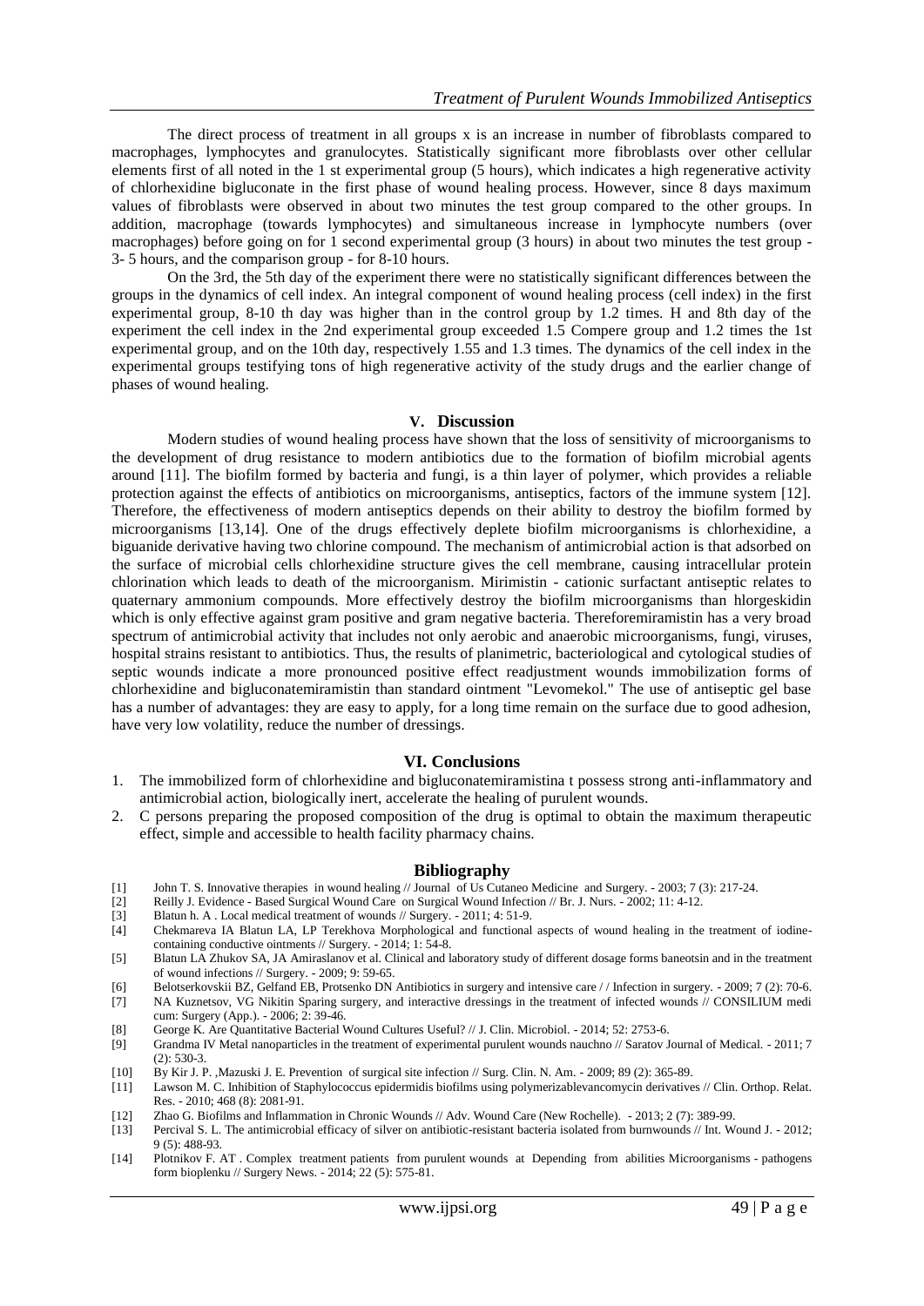The direct process of treatment in all groups x is an increase in number of fibroblasts compared to macrophages, lymphocytes and granulocytes. Statistically significant more fibroblasts over other cellular elements first of all noted in the 1 st experimental group (5 hours), which indicates a high regenerative activity of chlorhexidine bigluconate in the first phase of wound healing process. However, since 8 days maximum values of fibroblasts were observed in about two minutes the test group compared to the other groups. In addition, macrophage (towards lymphocytes) and simultaneous increase in lymphocyte numbers (over macrophages) before going on for 1 second experimental group (3 hours) in about two minutes the test group - 3- 5 hours, and the comparison group - for 8-10 hours.

On the 3rd, the 5th day of the experiment there were no statistically significant differences between the groups in the dynamics of cell index. An integral component of wound healing process (cell index) in the first experimental group, 8-10 th day was higher than in the control group by 1.2 times. H and 8th day of the experiment the cell index in the 2nd experimental group exceeded 1.5 Compere group and 1.2 times the 1st experimental group, and on the 10th day, respectively 1.55 and 1.3 times. The dynamics of the cell index in the experimental groups testifying tons of high regenerative activity of the study drugs and the earlier change of phases of wound healing.

## V. Discussion

Modern studies of wound healing process have shown that the loss of sensitivity of microorganisms to the development of drug resistance to modern antibiotics due to the formation of biofilm microbial agents around [11]. The biofilm formed by bacteria and fungi, is a thin layer of polymer, which provides a reliable protection against the effects of antibiotics on microorganisms, antiseptics, factors of the immune system [12]. Therefore, the effectiveness of modern antiseptics depends on their ability to destroy the biofilm formed by microorganisms [13,14]. One of the drugs effectively deplete biofilm microorganisms is chlorhexidine, a biguanide derivative having two chlorine compound. The mechanism of antimicrobial action is that adsorbed on the surface of microbial cells chlorhexidine structure gives the cell membrane, causing intracellular protein chlorination which leads to death of the microorganism. Mirimistin - cationic surfactant antiseptic relates to quaternary ammonium compounds. More effectively destroy the biofilm microorganisms than hlorgeskidin which is only effective against gram positive and gram negative bacteria. Thereforemiramistin has a very broad spectrum of antimicrobial activity that includes not only aerobic and anaerobic microorganisms, fungi, viruses, hospital strains resistant to antibiotics. Thus, the results of planimetric, bacteriological and cytological studies of septic wounds indicate a more pronounced positive effect readjustment wounds immobilization forms of chlorhexidine and bigluconatemiramistin than standard ointment "Levomekol." The use of antiseptic gel base has a number of advantages: they are easy to apply, for a long time remain on the surface due to good adhesion, have very low volatility, reduce the number of dressings.

## VI. Conclusions

1. The immobilized form of chlorhexidine and bigluconatemiramistina t possess strong anti-inflammatory and antimicrobial action, biologically inert, accelerate the healing of purulent wounds.
2. C persons preparing the proposed composition of the drug is optimal to obtain the maximum therapeutic effect, simple and accessible to health facility pharmacy chains.

## Bibliography

[1] John T. S. Innovative therapies in wound healing // Journal of Us Cutaneo Medicine and Surgery. - 2003; 7 (3): 217-24.
[2] Reilly J. Evidence - Based Surgical Wound Care on Surgical Wound Infection // Br. J. Nurs. - 2002; 11: 4-12.
[3] Blatun h. A . Local medical treatment of wounds // Surgery. - 2011; 4: 51-9.
[4] Chekmareva IA Blatun LA, LP Terekhova Morphological and functional aspects of wound healing in the treatment of iodine-containing conductive ointments // Surgery. - 2014; 1: 54-8.
[5] Blatun LA Zhukov SA, JA Amiraslanov et al. Clinical and laboratory study of different dosage forms baneotsin and in the treatment of wound infections // Surgery. - 2009; 9: 59-65.
[6] Belotserkovskii BZ, Gelfand EB, Protsenko DN Antibiotics in surgery and intensive care / / Infection in surgery. - 2009; 7 (2): 70-6.
[7] NA Kuznetsov, VG Nikitin Sparing surgery, and interactive dressings in the treatment of infected wounds // CONSILIUM medi cum: Surgery (App.). - 2006; 2: 39-46.
[8] George K. Are Quantitative Bacterial Wound Cultures Useful? // J. Clin. Microbiol. - 2014; 52: 2753-6.
[9] Grandma IV Metal nanoparticles in the treatment of experimental purulent wounds nauchno // Saratov Journal of Medical. - 2011; 7 (2): 530-3.
[10] By Kir J. P. ,Mazuski J. E. Prevention of surgical site infection // Surg. Clin. N. Am. - 2009; 89 (2): 365-89.
[11] Lawson M. C. Inhibition of Staphylococcus epidermidis biofilms using polymerizablevancomycin derivatives // Clin. Orthop. Relat. Res. - 2010; 468 (8): 2081-91.
[12] Zhao G. Biofilms and Inflammation in Chronic Wounds // Adv. Wound Care (New Rochelle). - 2013; 2 (7): 389-99.
[13] Percival S. L. The antimicrobial efficacy of silver on antibiotic-resistant bacteria isolated from burnwounds // Int. Wound J. - 2012; 9 (5): 488-93.
[14] Plotnikov F. AT . Complex treatment patients from purulent wounds at Depending from abilities Microorganisms - pathogens form bioplenku // Surgery News. - 2014; 22 (5): 575-81.